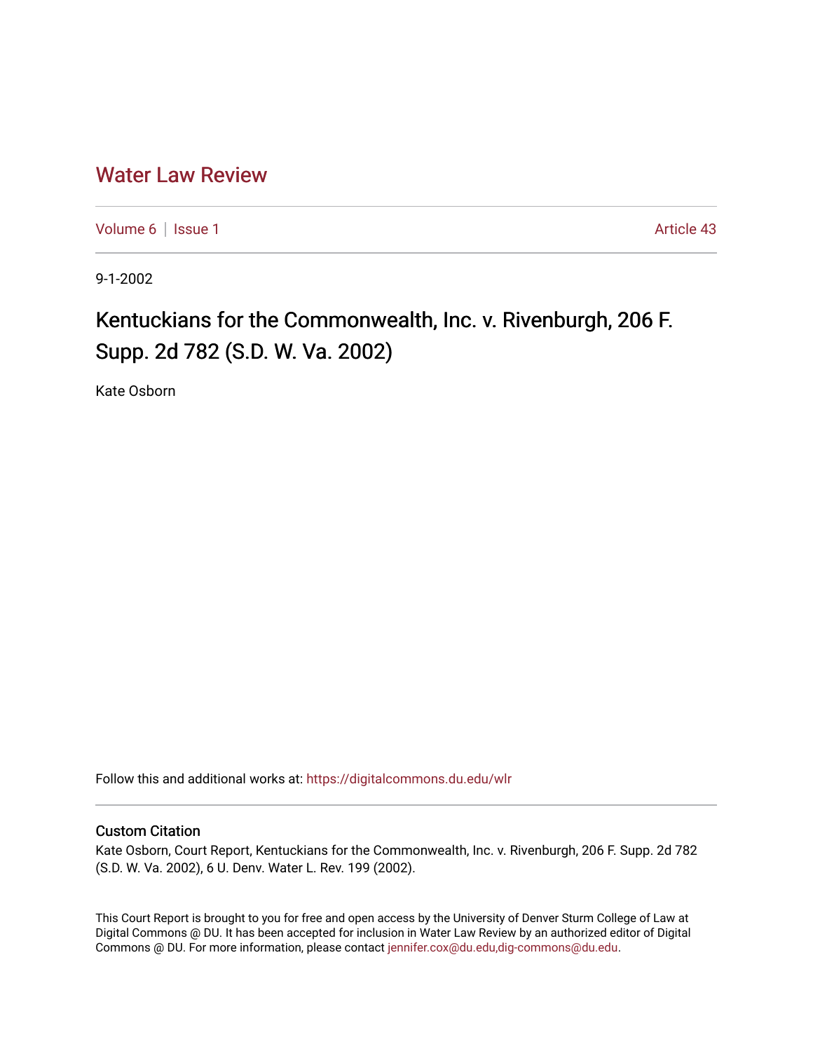# Water Law Review

Volume 6 | Issue 1 Article 43

9-1-2002

## Kentuckians for the Commonwealth, Inc. v. Rivenburgh, 206 F. Supp. 2d 782 (S.D. W. Va. 2002)

Kate Osborn

Follow this and additional works at: https://digitalcommons.du.edu/wlr

### Custom Citation

Kate Osborn, Court Report, Kentuckians for the Commonwealth, Inc. v. Rivenburgh, 206 F. Supp. 2d 782 (S.D. W. Va. 2002), 6 U. Denv. Water L. Rev. 199 (2002).

This Court Report is brought to you for free and open access by the University of Denver Sturm College of Law at Digital Commons @ DU. It has been accepted for inclusion in Water Law Review by an authorized editor of Digital Commons @ DU. For more information, please contact jennifer.cox@du.edu,dig-commons@du.edu.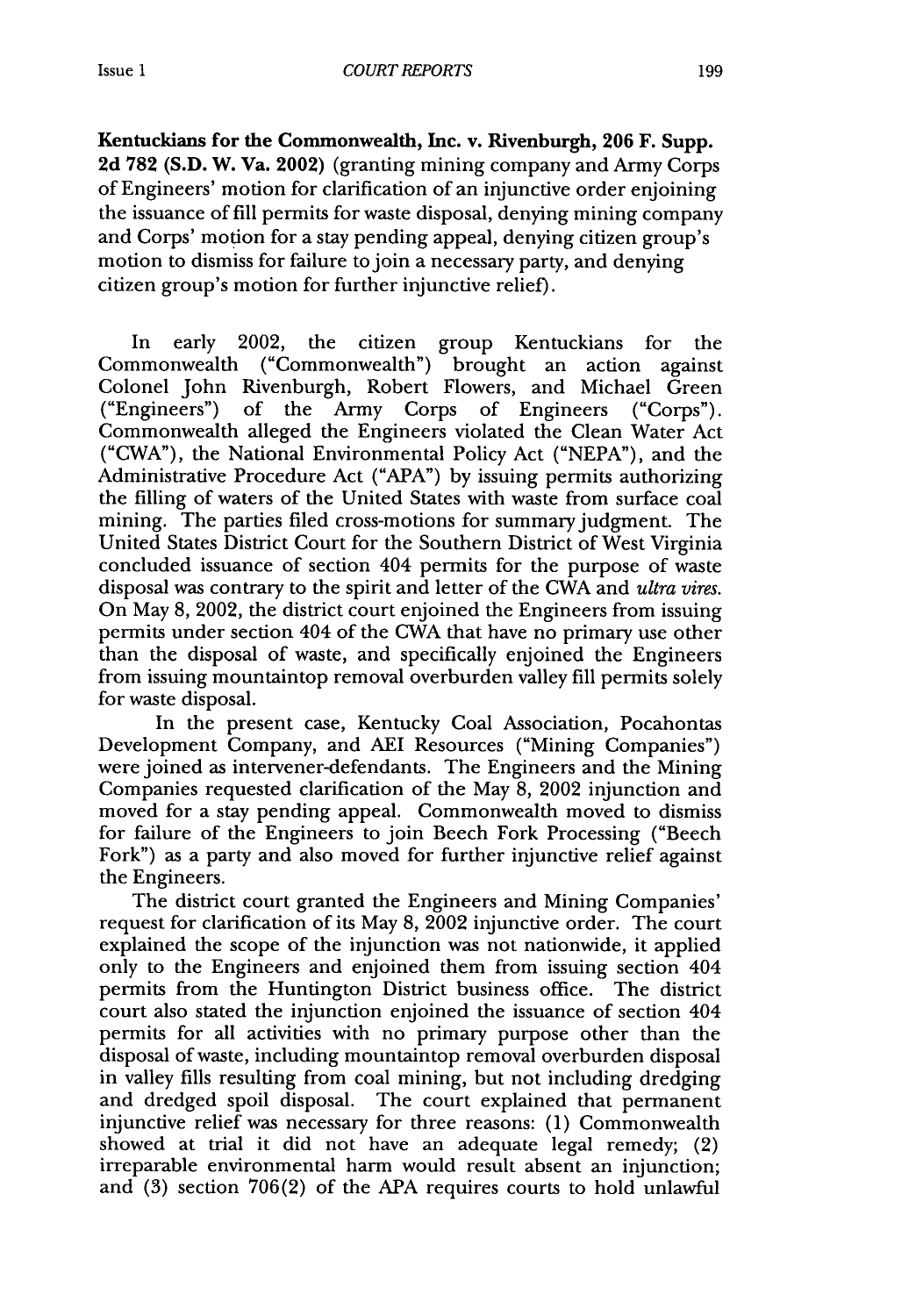**Kentuckians for the Commonwealth, Inc. v. Rivenburgh, 206 F. Supp. 2d 782 (S.D. W. Va. 2002)** (granting mining company and Army Corps of Engineers' motion for clarification of an injunctive order enjoining the issuance of fill permits for waste disposal, denying mining company and Corps' motion for a stay pending appeal, denying citizen group's motion to dismiss for failure to join a necessary party, and denying citizen group's motion for further injunctive relief).

In early 2002, the citizen group Kentuckians for the Commonwealth ("Commonwealth") brought an action against Colonel John Rivenburgh, Robert Flowers, and Michael Green ("Engineers") of the Army Corps of Engineers ("Corps"). Commonwealth alleged the Engineers violated the Clean Water Act ("CWA"), the National Environmental Policy Act ("NEPA"), and the Administrative Procedure Act ("APA") by issuing permits authorizing the filling of waters of the United States with waste from surface coal mining. The parties filed cross-motions for summary judgment. The United States District Court for the Southern District of West Virginia concluded issuance of section 404 permits for the purpose of waste disposal was contrary to the spirit and letter of the CWA and *ultra vires*. On May 8, 2002, the district court enjoined the Engineers from issuing permits under section 404 of the CWA that have no primary use other than the disposal of waste, and specifically enjoined the Engineers from issuing mountaintop removal overburden valley fill permits solely for waste disposal.

In the present case, Kentucky Coal Association, Pocahontas Development Company, and AEI Resources ("Mining Companies") were joined as intervener-defendants. The Engineers and the Mining Companies requested clarification of the May 8, 2002 injunction and moved for a stay pending appeal. Commonwealth moved to dismiss for failure of the Engineers to join Beech Fork Processing ("Beech Fork") as a party and also moved for further injunctive relief against the Engineers.

The district court granted the Engineers and Mining Companies' request for clarification of its May 8, 2002 injunctive order. The court explained the scope of the injunction was not nationwide, it applied only to the Engineers and enjoined them from issuing section 404 permits from the Huntington District business office. The district court also stated the injunction enjoined the issuance of section 404 permits for all activities with no primary purpose other than the disposal of waste, including mountaintop removal overburden disposal in valley fills resulting from coal mining, but not including dredging and dredged spoil disposal. The court explained that permanent injunctive relief was necessary for three reasons: (1) Commonwealth showed at trial it did not have an adequate legal remedy; (2) irreparable environmental harm would result absent an injunction; and (3) section 706(2) of the APA requires courts to hold unlawful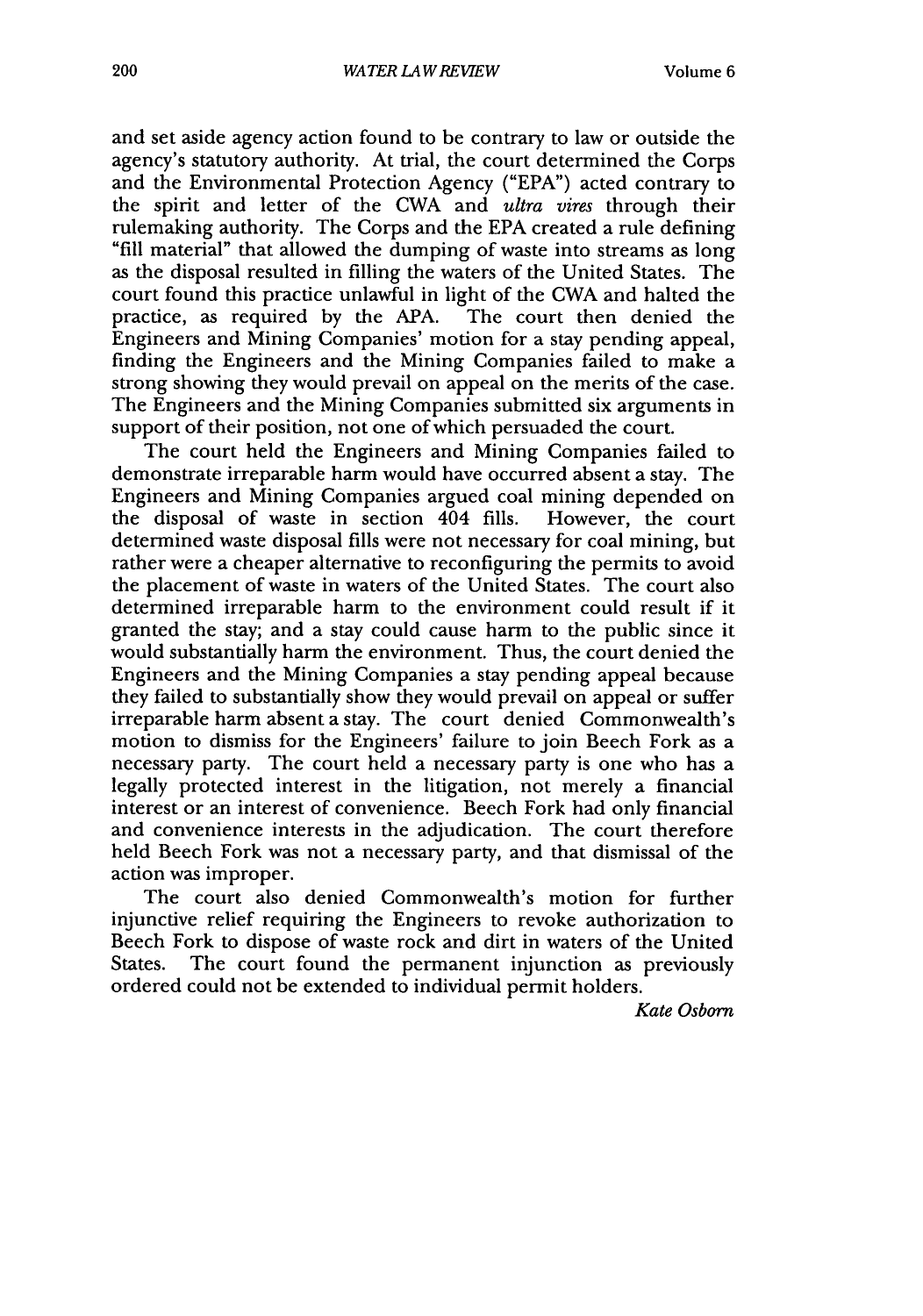and set aside agency action found to be contrary to law or outside the agency's statutory authority. At trial, the court determined the Corps and the Environmental Protection Agency ("EPA") acted contrary to the spirit and letter of the CWA and *ultra vires* through their rulemaking authority. The Corps and the EPA created a rule defining "fill material" that allowed the dumping of waste into streams as long as the disposal resulted in filling the waters of the United States. The court found this practice unlawful in light of the CWA and halted the practice, as required by the APA. The court then denied the Engineers and Mining Companies' motion for a stay pending appeal, finding the Engineers and the Mining Companies failed to make a strong showing they would prevail on appeal on the merits of the case. The Engineers and the Mining Companies submitted six arguments in support of their position, not one of which persuaded the court.

The court held the Engineers and Mining Companies failed to demonstrate irreparable harm would have occurred absent a stay. The Engineers and Mining Companies argued coal mining depended on the disposal of waste in section 404 fills. However, the court determined waste disposal fills were not necessary for coal mining, but rather were a cheaper alternative to reconfiguring the permits to avoid the placement of waste in waters of the United States. The court also determined irreparable harm to the environment could result if it granted the stay; and a stay could cause harm to the public since it would substantially harm the environment. Thus, the court denied the Engineers and the Mining Companies a stay pending appeal because they failed to substantially show they would prevail on appeal or suffer irreparable harm absent a stay. The court denied Commonwealth's motion to dismiss for the Engineers' failure to join Beech Fork as a necessary party. The court held a necessary party is one who has a legally protected interest in the litigation, not merely a financial interest or an interest of convenience. Beech Fork had only financial and convenience interests in the adjudication. The court therefore held Beech Fork was not a necessary party, and that dismissal of the action was improper.

The court also denied Commonwealth's motion for further injunctive relief requiring the Engineers to revoke authorization to Beech Fork to dispose of waste rock and dirt in waters of the United States. The court found the permanent injunction as previously ordered could not be extended to individual permit holders.

*Kate Osborn*